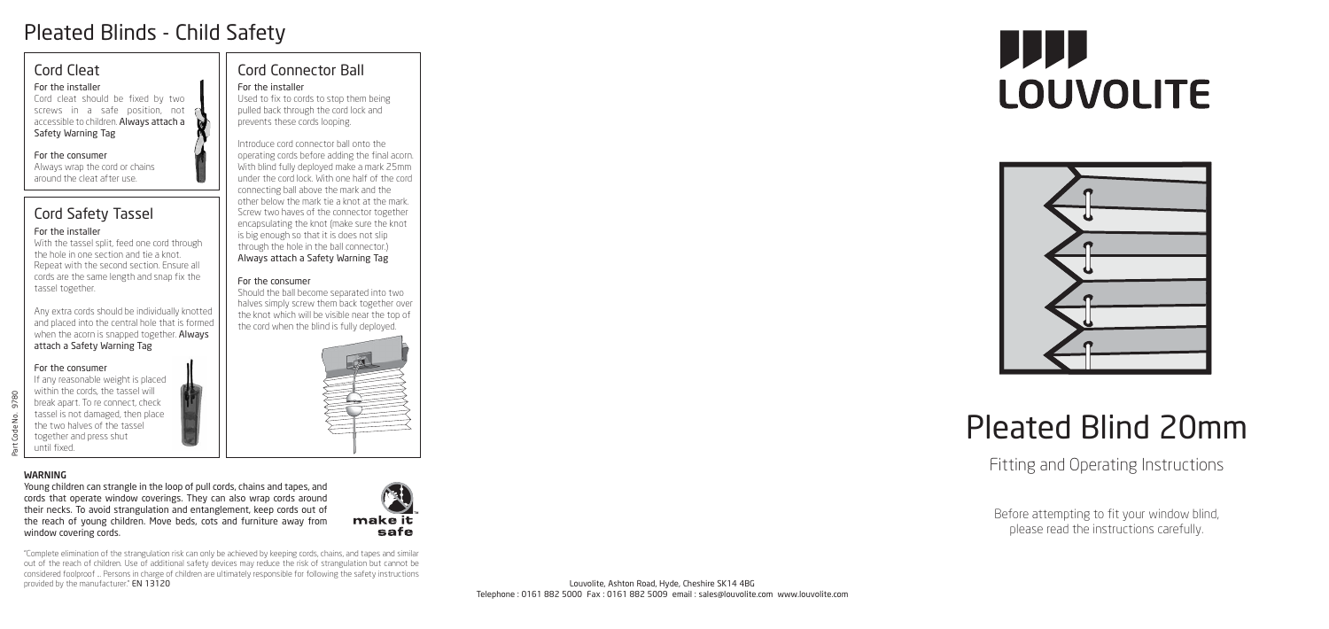# Pleated Blinds - Child Safety

## Cord Cleat

For the installer

Cord cleat should be fixed by two screws in a safe position, not accessible to children. **Always attach a Safety Warning Tag**

For the consumer

Always wrap the cord or chains around the cleat after use.

## Cord Safety Tassel

For the installer

With the tassel split, feed one cord through the hole in one section and tie a knot. Repeat with the second section. Ensure all cords are the same length and snap fix the tassel together.

Any extra cords should be individually knotted and placed into the central hole that is formed when the acorn is snapped together. **Always attach a Safety Warning Tag**

For the consumer

If any reasonable weight is placed within the cords, the tassel will break apart. To re connect, check tassel is not damaged, then place the two halves of the tassel together and press shut until fixed.

## Cord Connector Ball

For the installer

Used to fix to cords to stop them being pulled back through the cord lock and prevents these cords looping.

Introduce cord connector ball onto the operating cords before adding the final acorn. With blind fully deployed make a mark 25mm under the cord lock. With one half of the cord connecting ball above the mark and the other below the mark tie a knot at the mark. Screw two haves of the connector together encapsulating the knot (make sure the knot is big enough so that it is does not slip through the hole in the ball connector.) **Always attach a Safety Warning Tag**

For the consumer

Should the ball become separated into two halves simply screw them back together over the knot which will be visible near the top of the cord when the blind is fully deployed.

Part Code No. 9780

**WARNING**

Young children can strangle in the loop of pull cords, chains and tapes, and cords that operate window coverings. They can also wrap cords around their necks. To avoid strangulation and entanglement, keep cords out of the reach of young children. Move beds, cots and furniture away from window covering cords.

make it safe

"Complete elimination of the strangulation risk can only be achieved by keeping cords, chains, and tapes and similar out of the reach of children. Use of additional safety devices may reduce the risk of strangulation but cannot be considered foolproof ... Persons in charge of children are ultimately responsible for following the safety instructions provided by the manufacturer." **EN 13120**

LOUVOLITE

# Pleated Blind 20mm

## Fitting and Operating Instructions

Before attempting to fit your window blind, please read the instructions carefully.

Louvolite, Ashton Road, Hyde, Cheshire SK14 4BG
Telephone : 0161 882 5000 Fax : 0161 882 5009 email : sales@louvolite.com www.louvolite.com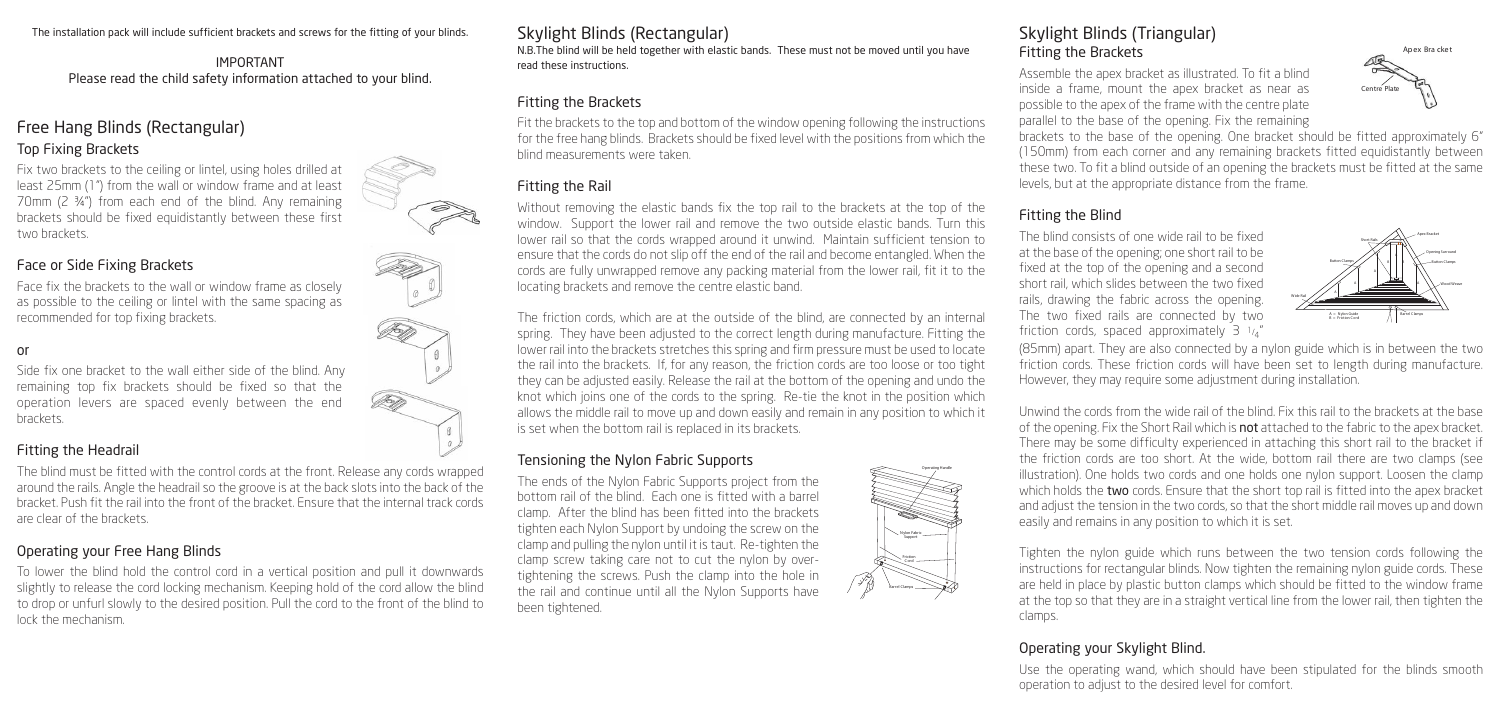The installation pack will include sufficient brackets and screws for the fitting of your blinds.

IMPORTANT
Please read the child safety information attached to your blind.

# Free Hang Blinds (Rectangular)

## Top Fixing Brackets

Fix two brackets to the ceiling or lintel, using holes drilled at least 25mm (1") from the wall or window frame and at least 70mm (2 ¾") from each end of the blind. Any remaining brackets should be fixed equidistantly between these first two brackets.

## Face or Side Fixing Brackets

Face fix the brackets to the wall or window frame as closely as possible to the ceiling or lintel with the same spacing as recommended for top fixing brackets.

or

Side fix one bracket to the wall either side of the blind. Any remaining top fix brackets should be fixed so that the operation levers are spaced evenly between the end brackets.

## Fitting the Headrail

The blind must be fitted with the control cords at the front. Release any cords wrapped around the rails. Angle the headrail so the groove is at the back slots into the back of the bracket. Push fit the rail into the front of the bracket. Ensure that the internal track cords are clear of the brackets.

## Operating your Free Hang Blinds

To lower the blind hold the control cord in a vertical position and pull it downwards slightly to release the cord locking mechanism. Keeping hold of the cord allow the blind to drop or unfurl slowly to the desired position. Pull the cord to the front of the blind to lock the mechanism.

# Skylight Blinds (Rectangular)

N.B.The blind will be held together with elastic bands. These must not be moved until you have read these instructions.

## Fitting the Brackets

Fit the brackets to the top and bottom of the window opening following the instructions for the free hang blinds. Brackets should be fixed level with the positions from which the blind measurements were taken.

## Fitting the Rail

Without removing the elastic bands fix the top rail to the brackets at the top of the window. Support the lower rail and remove the two outside elastic bands. Turn this lower rail so that the cords wrapped around it unwind. Maintain sufficient tension to ensure that the cords do not slip off the end of the rail and become entangled. When the cords are fully unwrapped remove any packing material from the lower rail, fit it to the locating brackets and remove the centre elastic band.

The friction cords, which are at the outside of the blind, are connected by an internal spring. They have been adjusted to the correct length during manufacture. Fitting the lower rail into the brackets stretches this spring and firm pressure must be used to locate the rail into the brackets. If, for any reason, the friction cords are too loose or too tight they can be adjusted easily. Release the rail at the bottom of the opening and undo the knot which joins one of the cords to the spring. Re-tie the knot in the position which allows the middle rail to move up and down easily and remain in any position to which it is set when the bottom rail is replaced in its brackets.

## Tensioning the Nylon Fabric Supports

The ends of the Nylon Fabric Supports project from the bottom rail of the blind. Each one is fitted with a barrel clamp. After the blind has been fitted into the brackets tighten each Nylon Support by undoing the screw on the clamp and pulling the nylon until it is taut. Re-tighten the clamp screw taking care not to cut the nylon by over-tightening the screws. Push the clamp into the hole in the rail and continue until all the Nylon Supports have been tightened.

Operating Handle
Nylon Fabric Support
Friction Cord
Barrel Clamps

# Skylight Blinds (Triangular)

## Fitting the Brackets

Apex Bracket
Centre Plate

Assemble the apex bracket as illustrated. To fit a blind inside a frame, mount the apex bracket as near as possible to the apex of the frame with the centre plate parallel to the base of the opening. Fix the remaining brackets to the base of the opening. One bracket should be fitted approximately 6" (150mm) from each corner and any remaining brackets fitted equidistantly between these two. To fit a blind outside of an opening the brackets must be fitted at the same levels, but at the appropriate distance from the frame.

## Fitting the Blind

The blind consists of one wide rail to be fixed at the base of the opening; one short rail to be fixed at the top of the opening and a second short rail, which slides between the two fixed rails, drawing the fabric across the opening. The two fixed rails are connected by two friction cords, spaced approximately 3 ¼" (85mm) apart. They are also connected by a nylon guide which is in between the two friction cords. These friction cords will have been set to length during manufacture. However, they may require some adjustment during installation.

Unwind the cords from the wide rail of the blind. Fix this rail to the brackets at the base of the opening. Fix the Short Rail which is **not** attached to the fabric to the apex bracket. There may be some difficulty experienced in attaching this short rail to the bracket if the friction cords are too short. At the wide, bottom rail there are two clamps (see illustration). One holds two cords and one holds one nylon support. Loosen the clamp which holds the **two** cords. Ensure that the short top rail is fitted into the apex bracket and adjust the tension in the two cords, so that the short middle rail moves up and down easily and remains in any position to which it is set.

Tighten the nylon guide which runs between the two tension cords following the instructions for rectangular blinds. Now tighten the remaining nylon guide cords. These are held in place by plastic button clamps which should be fitted to the window frame at the top so that they are in a straight vertical line from the lower rail, then tighten the clamps.

## Operating your Skylight Blind.

Use the operating wand, which should have been stipulated for the blinds smooth operation to adjust to the desired level for comfort.